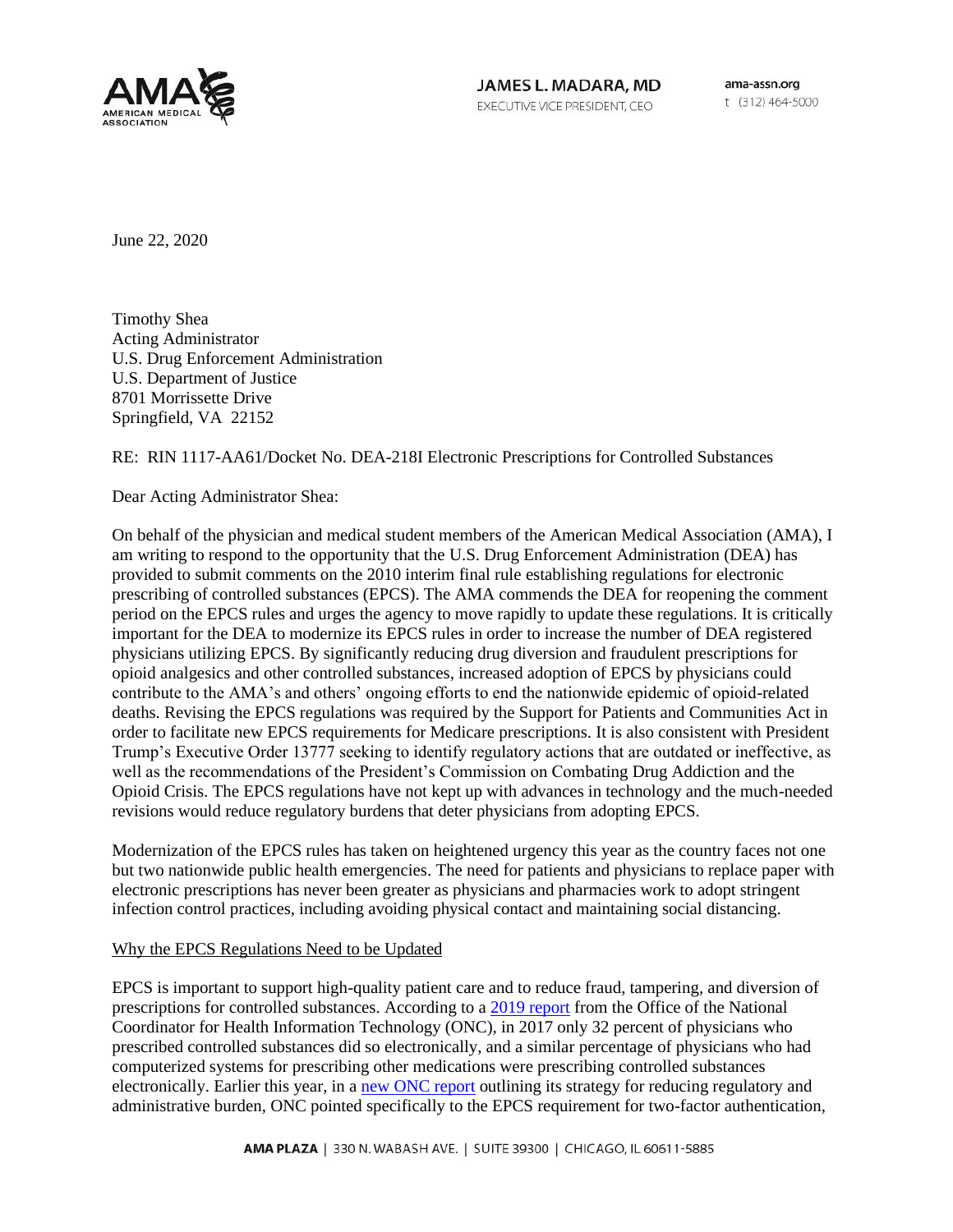JAMES L. MADARA, MD
EXECUTIVE VICE PRESIDENT, CEO

ama-assn.org
t (312) 464-5000

June 22, 2020

Timothy Shea
Acting Administrator
U.S. Drug Enforcement Administration
U.S. Department of Justice
8701 Morrissette Drive
Springfield, VA 22152

RE: RIN 1117-AA61/Docket No. DEA-218I Electronic Prescriptions for Controlled Substances

Dear Acting Administrator Shea:

On behalf of the physician and medical student members of the American Medical Association (AMA), I am writing to respond to the opportunity that the U.S. Drug Enforcement Administration (DEA) has provided to submit comments on the 2010 interim final rule establishing regulations for electronic prescribing of controlled substances (EPCS). The AMA commends the DEA for reopening the comment period on the EPCS rules and urges the agency to move rapidly to update these regulations. It is critically important for the DEA to modernize its EPCS rules in order to increase the number of DEA registered physicians utilizing EPCS. By significantly reducing drug diversion and fraudulent prescriptions for opioid analgesics and other controlled substances, increased adoption of EPCS by physicians could contribute to the AMA's and others' ongoing efforts to end the nationwide epidemic of opioid-related deaths. Revising the EPCS regulations was required by the Support for Patients and Communities Act in order to facilitate new EPCS requirements for Medicare prescriptions. It is also consistent with President Trump's Executive Order 13777 seeking to identify regulatory actions that are outdated or ineffective, as well as the recommendations of the President's Commission on Combating Drug Addiction and the Opioid Crisis. The EPCS regulations have not kept up with advances in technology and the much-needed revisions would reduce regulatory burdens that deter physicians from adopting EPCS.

Modernization of the EPCS rules has taken on heightened urgency this year as the country faces not one but two nationwide public health emergencies. The need for patients and physicians to replace paper with electronic prescriptions has never been greater as physicians and pharmacies work to adopt stringent infection control practices, including avoiding physical contact and maintaining social distancing.

## Why the EPCS Regulations Need to be Updated

EPCS is important to support high-quality patient care and to reduce fraud, tampering, and diversion of prescriptions for controlled substances. According to a 2019 report from the Office of the National Coordinator for Health Information Technology (ONC), in 2017 only 32 percent of physicians who prescribed controlled substances did so electronically, and a similar percentage of physicians who had computerized systems for prescribing other medications were prescribing controlled substances electronically. Earlier this year, in a new ONC report outlining its strategy for reducing regulatory and administrative burden, ONC pointed specifically to the EPCS requirement for two-factor authentication,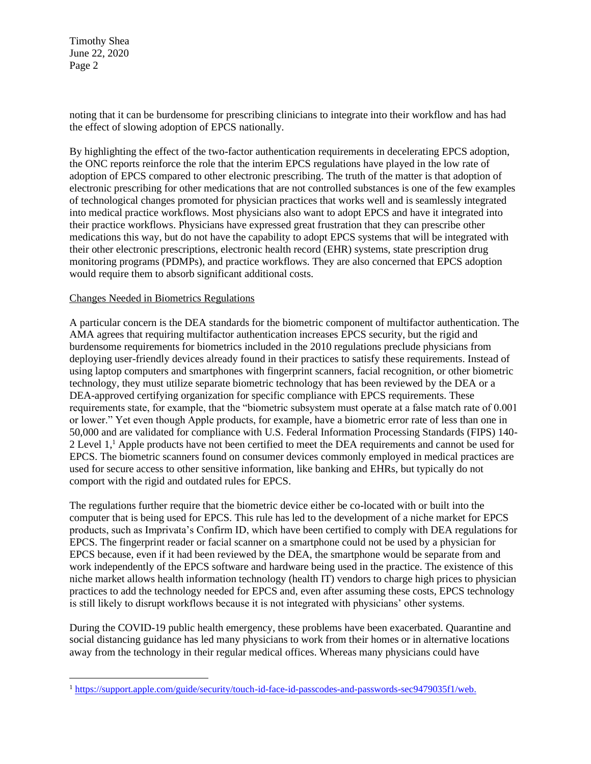noting that it can be burdensome for prescribing clinicians to integrate into their workflow and has had the effect of slowing adoption of EPCS nationally.

By highlighting the effect of the two-factor authentication requirements in decelerating EPCS adoption, the ONC reports reinforce the role that the interim EPCS regulations have played in the low rate of adoption of EPCS compared to other electronic prescribing. The truth of the matter is that adoption of electronic prescribing for other medications that are not controlled substances is one of the few examples of technological changes promoted for physician practices that works well and is seamlessly integrated into medical practice workflows. Most physicians also want to adopt EPCS and have it integrated into their practice workflows. Physicians have expressed great frustration that they can prescribe other medications this way, but do not have the capability to adopt EPCS systems that will be integrated with their other electronic prescriptions, electronic health record (EHR) systems, state prescription drug monitoring programs (PDMPs), and practice workflows. They are also concerned that EPCS adoption would require them to absorb significant additional costs.

<u>Changes Needed in Biometrics Regulations</u>

A particular concern is the DEA standards for the biometric component of multifactor authentication. The AMA agrees that requiring multifactor authentication increases EPCS security, but the rigid and burdensome requirements for biometrics included in the 2010 regulations preclude physicians from deploying user-friendly devices already found in their practices to satisfy these requirements. Instead of using laptop computers and smartphones with fingerprint scanners, facial recognition, or other biometric technology, they must utilize separate biometric technology that has been reviewed by the DEA or a DEA-approved certifying organization for specific compliance with EPCS requirements. These requirements state, for example, that the "biometric subsystem must operate at a false match rate of 0.001 or lower." Yet even though Apple products, for example, have a biometric error rate of less than one in 50,000 and are validated for compliance with U.S. Federal Information Processing Standards (FIPS) 140-2 Level 1,[1] Apple products have not been certified to meet the DEA requirements and cannot be used for EPCS. The biometric scanners found on consumer devices commonly employed in medical practices are used for secure access to other sensitive information, like banking and EHRs, but typically do not comport with the rigid and outdated rules for EPCS.

The regulations further require that the biometric device either be co-located with or built into the computer that is being used for EPCS. This rule has led to the development of a niche market for EPCS products, such as Imprivata's Confirm ID, which have been certified to comply with DEA regulations for EPCS. The fingerprint reader or facial scanner on a smartphone could not be used by a physician for EPCS because, even if it had been reviewed by the DEA, the smartphone would be separate from and work independently of the EPCS software and hardware being used in the practice. The existence of this niche market allows health information technology (health IT) vendors to charge high prices to physician practices to add the technology needed for EPCS and, even after assuming these costs, EPCS technology is still likely to disrupt workflows because it is not integrated with physicians' other systems.

During the COVID-19 public health emergency, these problems have been exacerbated. Quarantine and social distancing guidance has led many physicians to work from their homes or in alternative locations away from the technology in their regular medical offices. Whereas many physicians could have

---

[1] https://support.apple.com/guide/security/touch-id-face-id-passcodes-and-passwords-sec9479035f1/web.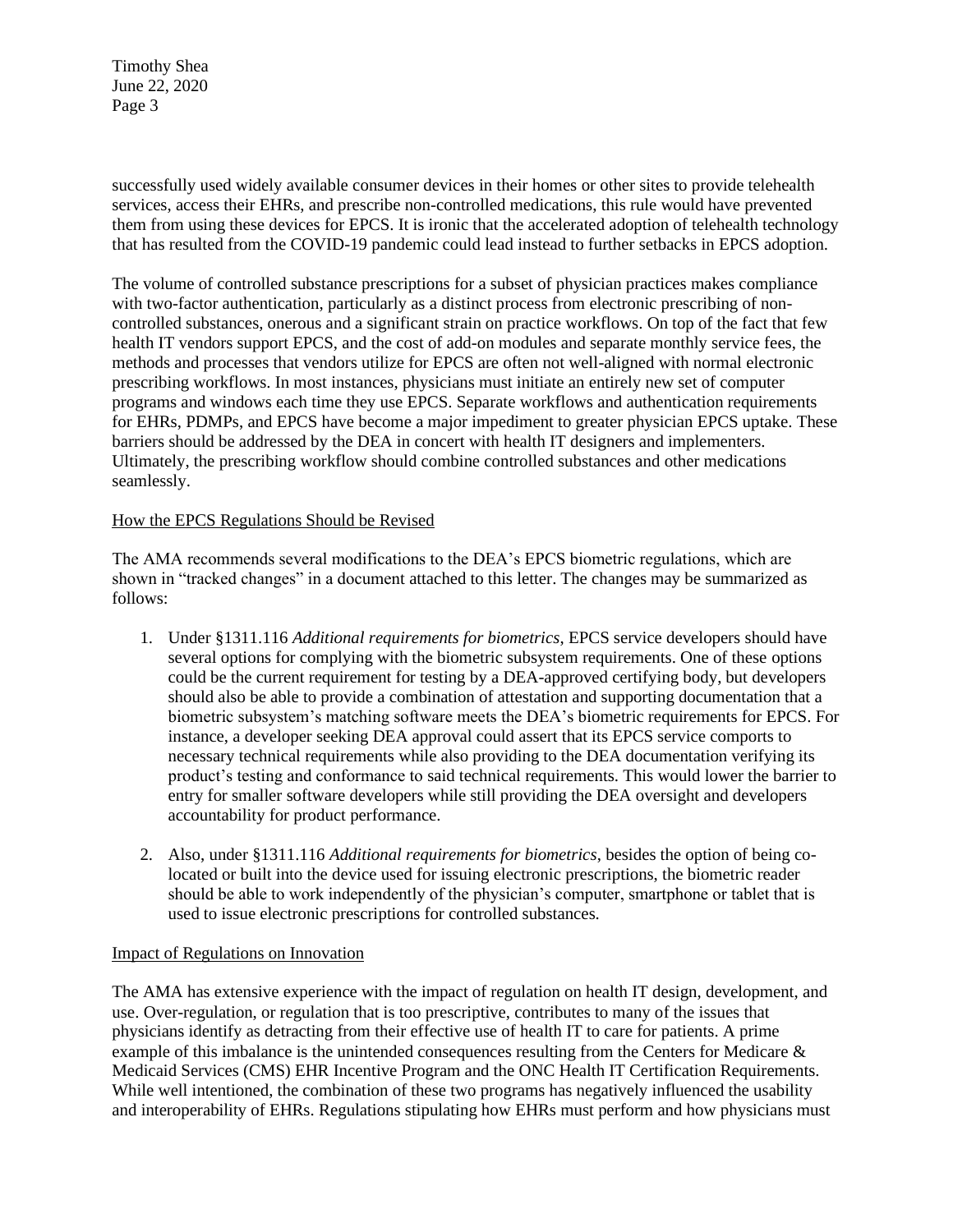successfully used widely available consumer devices in their homes or other sites to provide telehealth services, access their EHRs, and prescribe non-controlled medications, this rule would have prevented them from using these devices for EPCS. It is ironic that the accelerated adoption of telehealth technology that has resulted from the COVID-19 pandemic could lead instead to further setbacks in EPCS adoption.

The volume of controlled substance prescriptions for a subset of physician practices makes compliance with two-factor authentication, particularly as a distinct process from electronic prescribing of non-controlled substances, onerous and a significant strain on practice workflows. On top of the fact that few health IT vendors support EPCS, and the cost of add-on modules and separate monthly service fees, the methods and processes that vendors utilize for EPCS are often not well-aligned with normal electronic prescribing workflows. In most instances, physicians must initiate an entirely new set of computer programs and windows each time they use EPCS. Separate workflows and authentication requirements for EHRs, PDMPs, and EPCS have become a major impediment to greater physician EPCS uptake. These barriers should be addressed by the DEA in concert with health IT designers and implementers. Ultimately, the prescribing workflow should combine controlled substances and other medications seamlessly.

How the EPCS Regulations Should be Revised

The AMA recommends several modifications to the DEA's EPCS biometric regulations, which are shown in "tracked changes" in a document attached to this letter. The changes may be summarized as follows:

1. Under §1311.116 *Additional requirements for biometrics*, EPCS service developers should have several options for complying with the biometric subsystem requirements. One of these options could be the current requirement for testing by a DEA-approved certifying body, but developers should also be able to provide a combination of attestation and supporting documentation that a biometric subsystem's matching software meets the DEA's biometric requirements for EPCS. For instance, a developer seeking DEA approval could assert that its EPCS service comports to necessary technical requirements while also providing to the DEA documentation verifying its product's testing and conformance to said technical requirements. This would lower the barrier to entry for smaller software developers while still providing the DEA oversight and developers accountability for product performance.

2. Also, under §1311.116 *Additional requirements for biometrics*, besides the option of being co-located or built into the device used for issuing electronic prescriptions, the biometric reader should be able to work independently of the physician's computer, smartphone or tablet that is used to issue electronic prescriptions for controlled substances.

Impact of Regulations on Innovation

The AMA has extensive experience with the impact of regulation on health IT design, development, and use. Over-regulation, or regulation that is too prescriptive, contributes to many of the issues that physicians identify as detracting from their effective use of health IT to care for patients. A prime example of this imbalance is the unintended consequences resulting from the Centers for Medicare & Medicaid Services (CMS) EHR Incentive Program and the ONC Health IT Certification Requirements. While well intentioned, the combination of these two programs has negatively influenced the usability and interoperability of EHRs. Regulations stipulating how EHRs must perform and how physicians must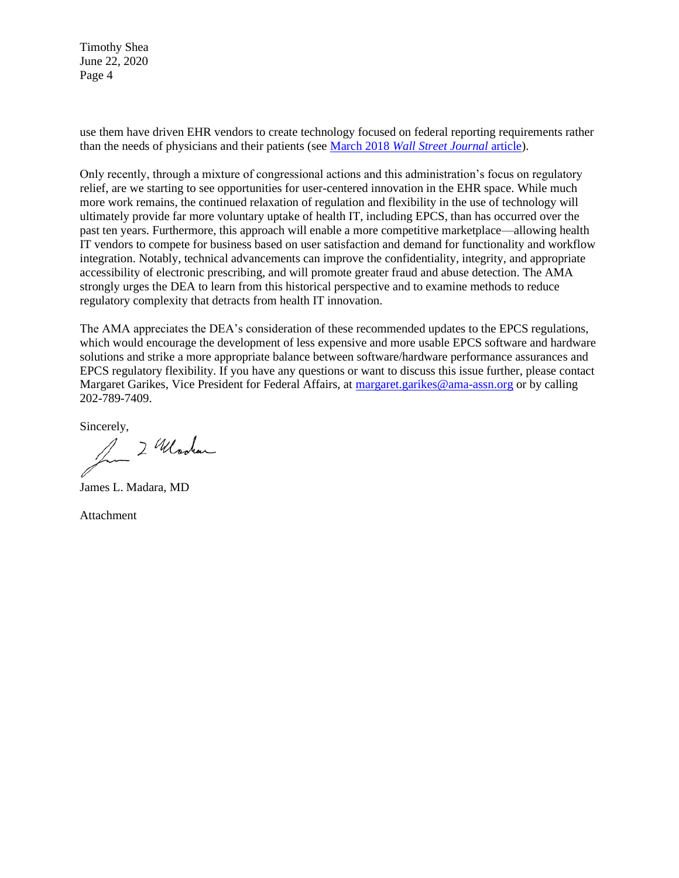use them have driven EHR vendors to create technology focused on federal reporting requirements rather than the needs of physicians and their patients (see [March 2018 *Wall Street Journal* article](#)).

Only recently, through a mixture of congressional actions and this administration's focus on regulatory relief, are we starting to see opportunities for user-centered innovation in the EHR space. While much more work remains, the continued relaxation of regulation and flexibility in the use of technology will ultimately provide far more voluntary uptake of health IT, including EPCS, than has occurred over the past ten years. Furthermore, this approach will enable a more competitive marketplace—allowing health IT vendors to compete for business based on user satisfaction and demand for functionality and workflow integration. Notably, technical advancements can improve the confidentiality, integrity, and appropriate accessibility of electronic prescribing, and will promote greater fraud and abuse detection. The AMA strongly urges the DEA to learn from this historical perspective and to examine methods to reduce regulatory complexity that detracts from health IT innovation.

The AMA appreciates the DEA's consideration of these recommended updates to the EPCS regulations, which would encourage the development of less expensive and more usable EPCS software and hardware solutions and strike a more appropriate balance between software/hardware performance assurances and EPCS regulatory flexibility. If you have any questions or want to discuss this issue further, please contact Margaret Garikes, Vice President for Federal Affairs, at margaret.garikes@ama-assn.org or by calling 202-789-7409.

Sincerely,

James L. Madara, MD

Attachment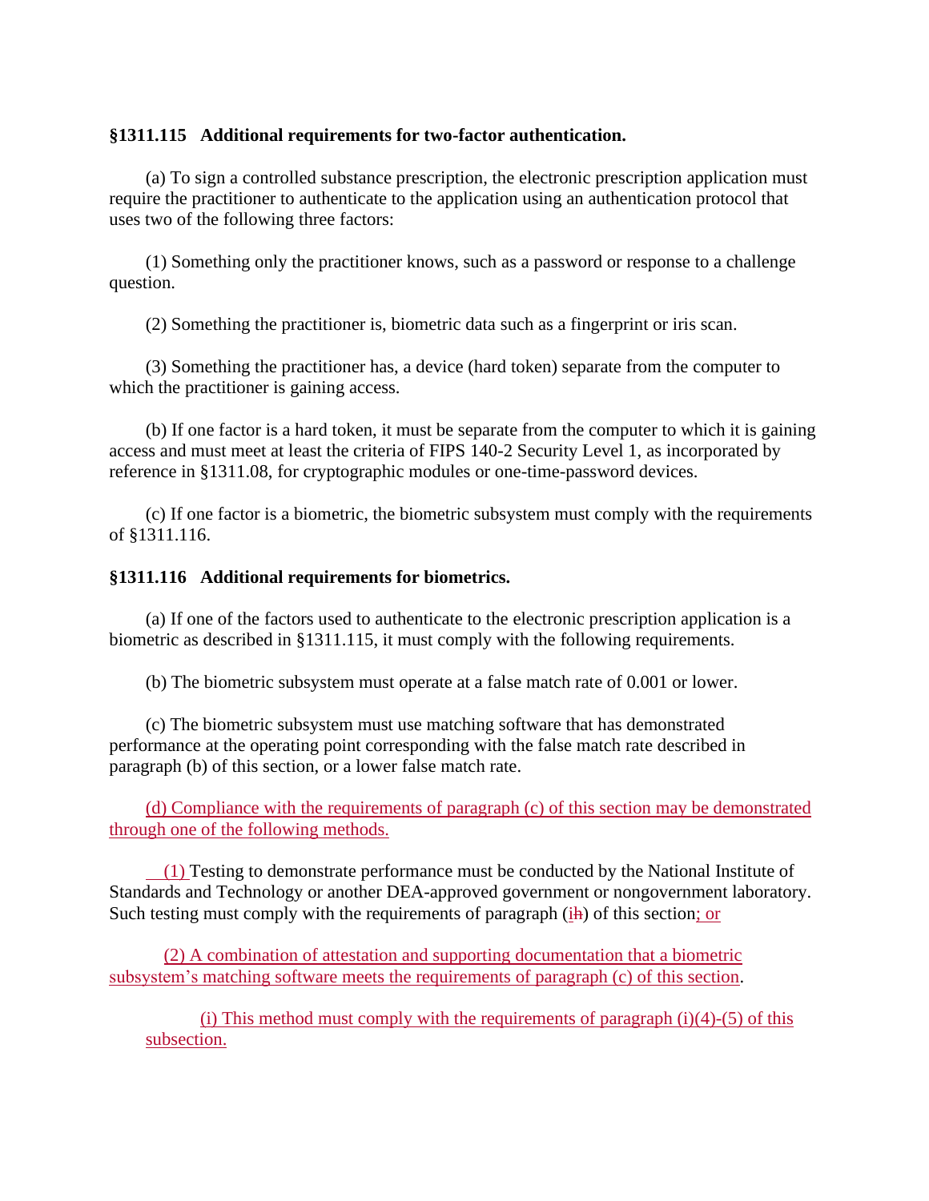**§1311.115 Additional requirements for two-factor authentication.**

(a) To sign a controlled substance prescription, the electronic prescription application must require the practitioner to authenticate to the application using an authentication protocol that uses two of the following three factors:

(1) Something only the practitioner knows, such as a password or response to a challenge question.

(2) Something the practitioner is, biometric data such as a fingerprint or iris scan.

(3) Something the practitioner has, a device (hard token) separate from the computer to which the practitioner is gaining access.

(b) If one factor is a hard token, it must be separate from the computer to which it is gaining access and must meet at least the criteria of FIPS 140-2 Security Level 1, as incorporated by reference in §1311.08, for cryptographic modules or one-time-password devices.

(c) If one factor is a biometric, the biometric subsystem must comply with the requirements of §1311.116.

**§1311.116 Additional requirements for biometrics.**

(a) If one of the factors used to authenticate to the electronic prescription application is a biometric as described in §1311.115, it must comply with the following requirements.

(b) The biometric subsystem must operate at a false match rate of 0.001 or lower.

(c) The biometric subsystem must use matching software that has demonstrated performance at the operating point corresponding with the false match rate described in paragraph (b) of this section, or a lower false match rate.

(d) Compliance with the requirements of paragraph (c) of this section may be demonstrated through one of the following methods.

(1) Testing to demonstrate performance must be conducted by the National Institute of Standards and Technology or another DEA-approved government or nongovernment laboratory. Such testing must comply with the requirements of paragraph (i~~h~~) of this section; or

(2) A combination of attestation and supporting documentation that a biometric subsystem's matching software meets the requirements of paragraph (c) of this section.

(i) This method must comply with the requirements of paragraph (i)(4)-(5) of this subsection.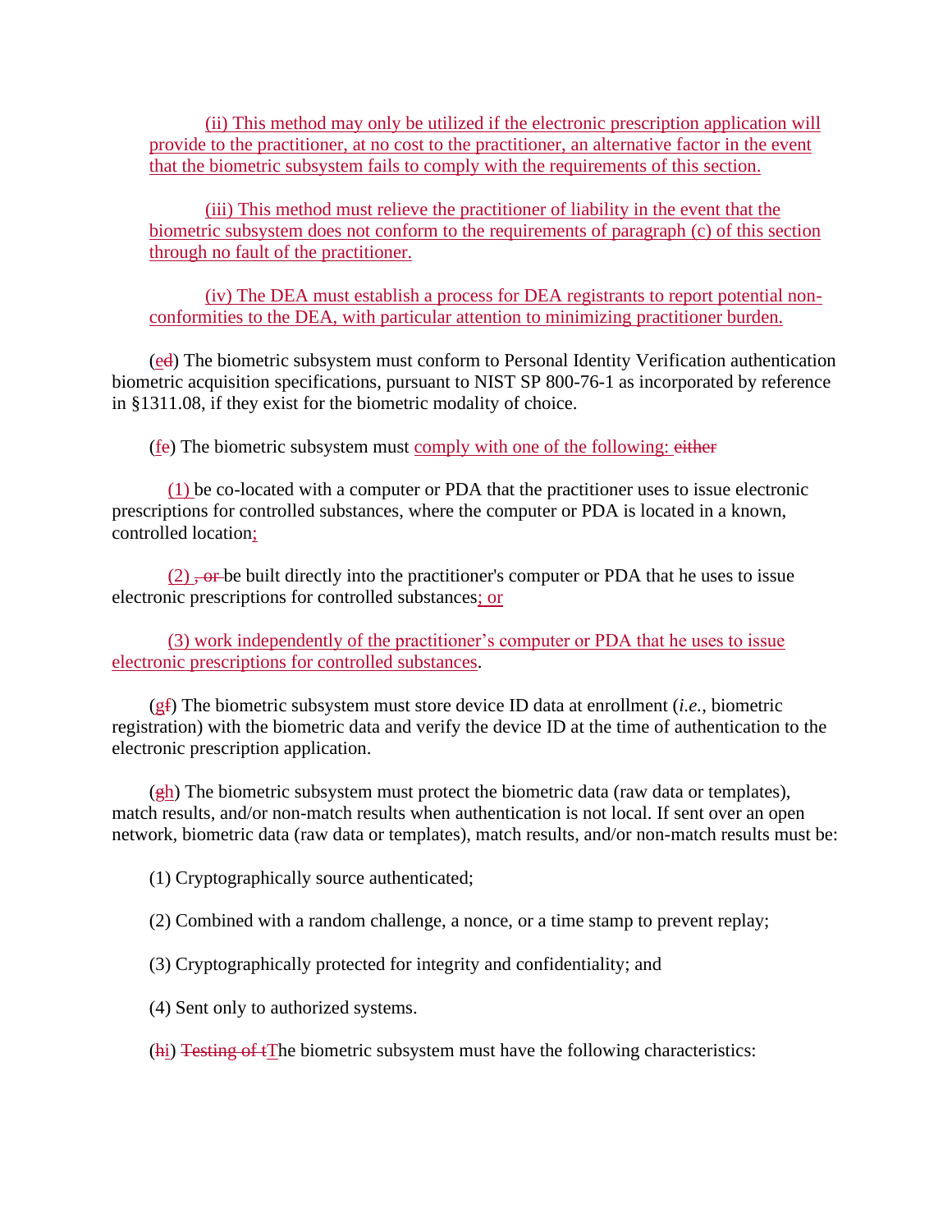<u>(ii) This method may only be utilized if the electronic prescription application will provide to the practitioner, at no cost to the practitioner, an alternative factor in the event that the biometric subsystem fails to comply with the requirements of this section.</u>

<u>(iii) This method must relieve the practitioner of liability in the event that the biometric subsystem does not conform to the requirements of paragraph (c) of this section through no fault of the practitioner.</u>

<u>(iv) The DEA must establish a process for DEA registrants to report potential non-conformities to the DEA, with particular attention to minimizing practitioner burden.</u>

(<u>e</u>~~d~~) The biometric subsystem must conform to Personal Identity Verification authentication biometric acquisition specifications, pursuant to NIST SP 800-76-1 as incorporated by reference in §1311.08, if they exist for the biometric modality of choice.

(<u>f</u>~~e~~) The biometric subsystem must <u>comply with one of the following:</u> ~~either~~

<u>(1)</u> be co-located with a computer or PDA that the practitioner uses to issue electronic prescriptions for controlled substances, where the computer or PDA is located in a known, controlled location<u>;</u>

<u>(2)</u> ~~, or~~ be built directly into the practitioner's computer or PDA that he uses to issue electronic prescriptions for controlled substances<u>; or</u>

<u>(3) work independently of the practitioner's computer or PDA that he uses to issue electronic prescriptions for controlled substances</u>.

(<u>g</u>~~f~~) The biometric subsystem must store device ID data at enrollment (*i.e.*, biometric registration) with the biometric data and verify the device ID at the time of authentication to the electronic prescription application.

(~~g~~<u>h</u>) The biometric subsystem must protect the biometric data (raw data or templates), match results, and/or non-match results when authentication is not local. If sent over an open network, biometric data (raw data or templates), match results, and/or non-match results must be:

(1) Cryptographically source authenticated;

(2) Combined with a random challenge, a nonce, or a time stamp to prevent replay;

(3) Cryptographically protected for integrity and confidentiality; and

(4) Sent only to authorized systems.

(~~h~~<u>i</u>) ~~Testing of t~~<u>T</u>he biometric subsystem must have the following characteristics: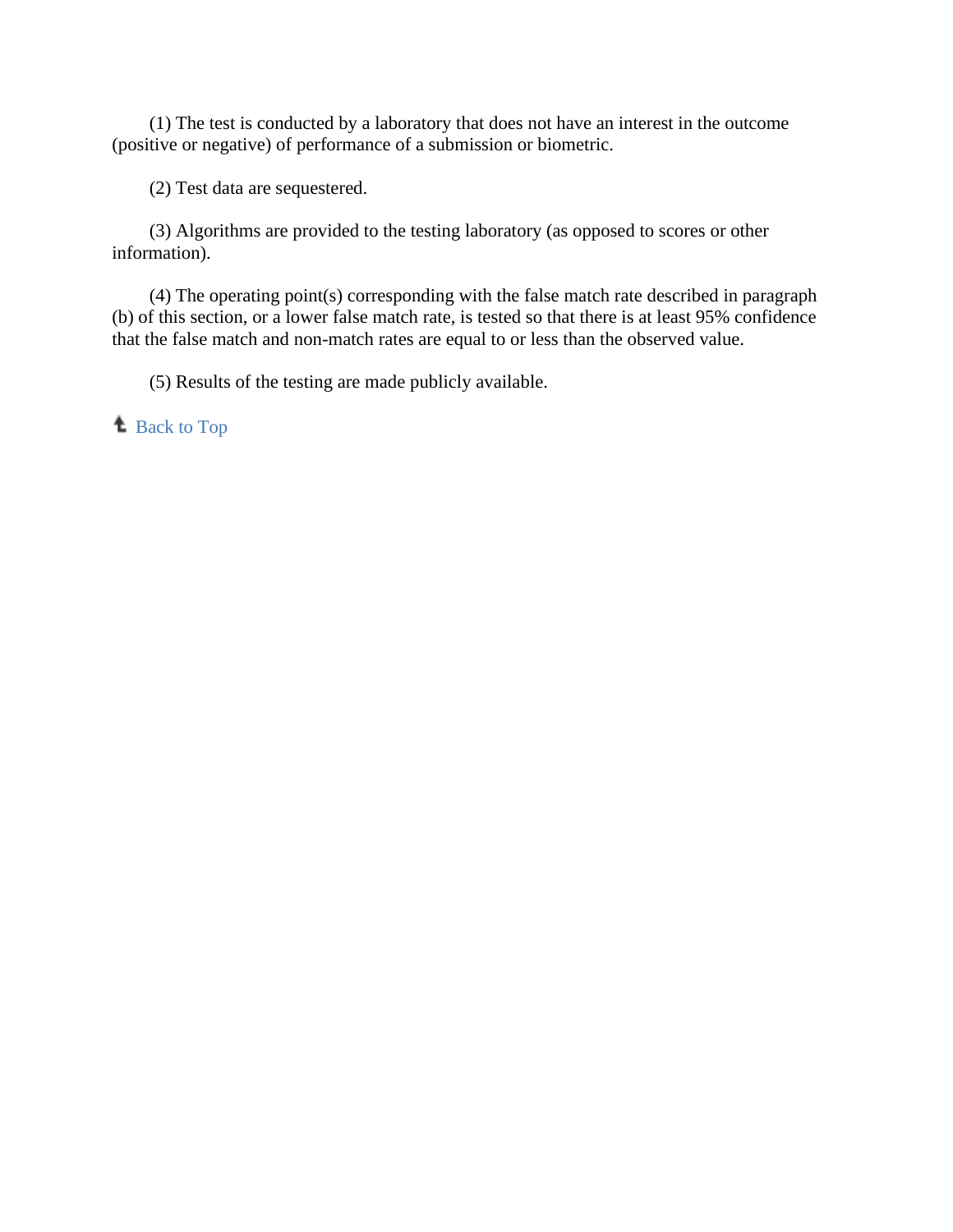(1) The test is conducted by a laboratory that does not have an interest in the outcome (positive or negative) of performance of a submission or biometric.

(2) Test data are sequestered.

(3) Algorithms are provided to the testing laboratory (as opposed to scores or other information).

(4) The operating point(s) corresponding with the false match rate described in paragraph (b) of this section, or a lower false match rate, is tested so that there is at least 95% confidence that the false match and non-match rates are equal to or less than the observed value.

(5) Results of the testing are made publicly available.

Back to Top